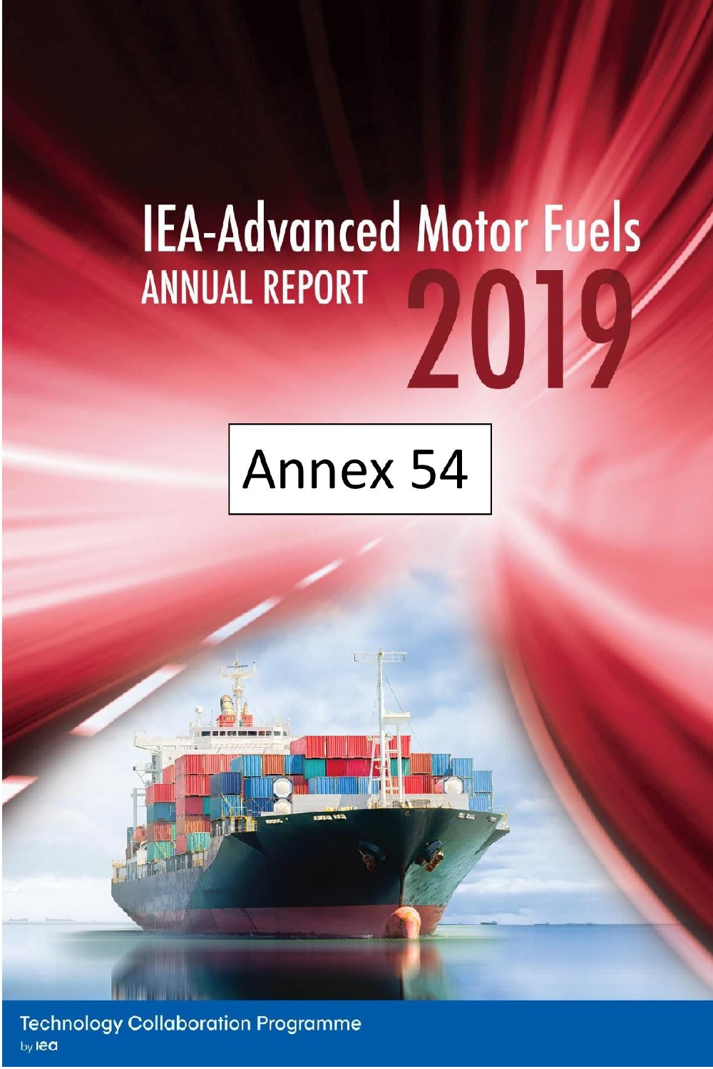# IEA-Advanced Motor Fuels

## ANNUAL REPORT 2019

Annex 54

Technology Collaboration Programme

by iea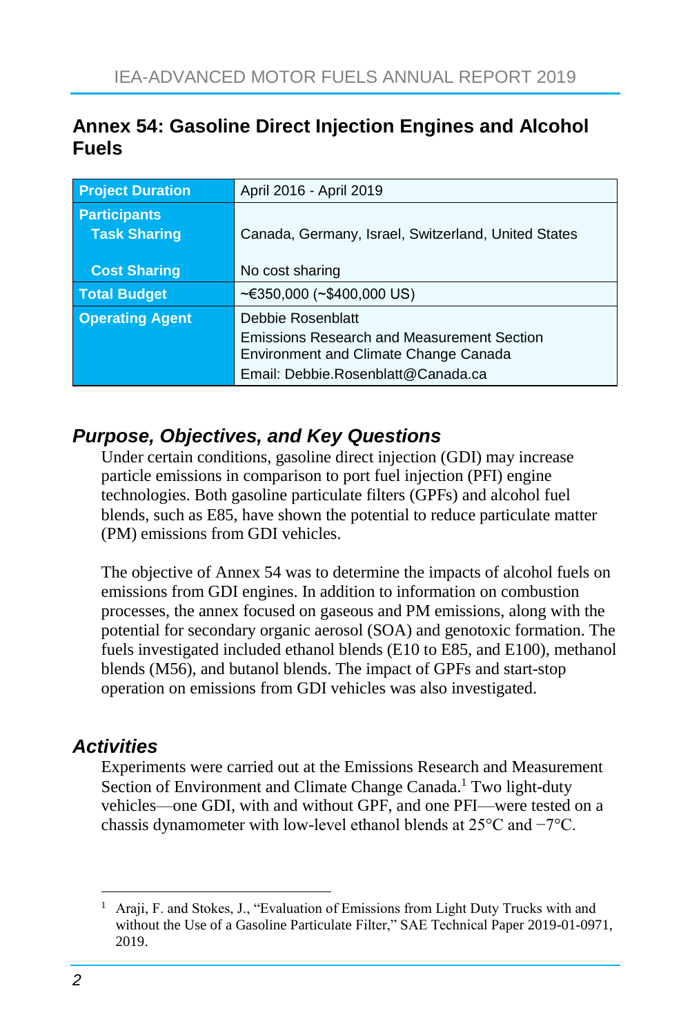## Annex 54: Gasoline Direct Injection Engines and Alcohol Fuels

| | |
|---|---|
| **Project Duration** | April 2016 - April 2019 |
| **Participants**<br>**Task Sharing** | Canada, Germany, Israel, Switzerland, United States |
| **Cost Sharing** | No cost sharing |
| **Total Budget** | ~€350,000 (~$400,000 US) |
| **Operating Agent** | Debbie Rosenblatt<br>Emissions Research and Measurement Section<br>Environment and Climate Change Canada<br>Email: Debbie.Rosenblatt@Canada.ca |

### *Purpose, Objectives, and Key Questions*

Under certain conditions, gasoline direct injection (GDI) may increase particle emissions in comparison to port fuel injection (PFI) engine technologies. Both gasoline particulate filters (GPFs) and alcohol fuel blends, such as E85, have shown the potential to reduce particulate matter (PM) emissions from GDI vehicles.

The objective of Annex 54 was to determine the impacts of alcohol fuels on emissions from GDI engines. In addition to information on combustion processes, the annex focused on gaseous and PM emissions, along with the potential for secondary organic aerosol (SOA) and genotoxic formation. The fuels investigated included ethanol blends (E10 to E85, and E100), methanol blends (M56), and butanol blends. The impact of GPFs and start-stop operation on emissions from GDI vehicles was also investigated.

### *Activities*

Experiments were carried out at the Emissions Research and Measurement Section of Environment and Climate Change Canada.[1] Two light-duty vehicles—one GDI, with and without GPF, and one PFI—were tested on a chassis dynamometer with low-level ethanol blends at 25°C and −7°C.

[1] Araji, F. and Stokes, J., "Evaluation of Emissions from Light Duty Trucks with and without the Use of a Gasoline Particulate Filter," SAE Technical Paper 2019-01-0971, 2019.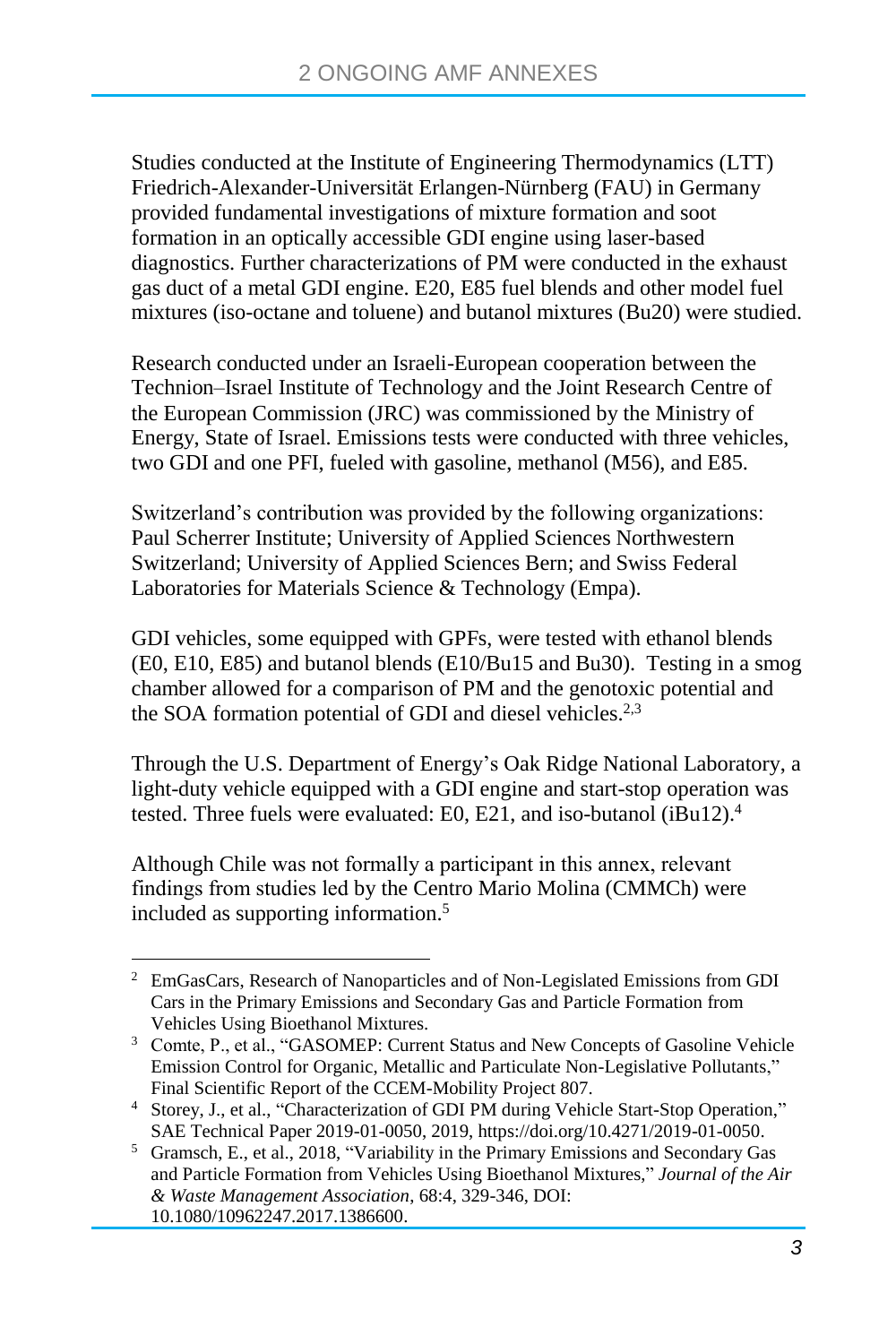Studies conducted at the Institute of Engineering Thermodynamics (LTT) Friedrich-Alexander-Universität Erlangen-Nürnberg (FAU) in Germany provided fundamental investigations of mixture formation and soot formation in an optically accessible GDI engine using laser-based diagnostics. Further characterizations of PM were conducted in the exhaust gas duct of a metal GDI engine. E20, E85 fuel blends and other model fuel mixtures (iso-octane and toluene) and butanol mixtures (Bu20) were studied.

Research conducted under an Israeli-European cooperation between the Technion–Israel Institute of Technology and the Joint Research Centre of the European Commission (JRC) was commissioned by the Ministry of Energy, State of Israel. Emissions tests were conducted with three vehicles, two GDI and one PFI, fueled with gasoline, methanol (M56), and E85.

Switzerland's contribution was provided by the following organizations: Paul Scherrer Institute; University of Applied Sciences Northwestern Switzerland; University of Applied Sciences Bern; and Swiss Federal Laboratories for Materials Science & Technology (Empa).

GDI vehicles, some equipped with GPFs, were tested with ethanol blends (E0, E10, E85) and butanol blends (E10/Bu15 and Bu30). Testing in a smog chamber allowed for a comparison of PM and the genotoxic potential and the SOA formation potential of GDI and diesel vehicles.[2,3]

Through the U.S. Department of Energy's Oak Ridge National Laboratory, a light-duty vehicle equipped with a GDI engine and start-stop operation was tested. Three fuels were evaluated: E0, E21, and iso-butanol (iBu12).[4]

Although Chile was not formally a participant in this annex, relevant findings from studies led by the Centro Mario Molina (CMMCh) were included as supporting information.[5]

---

[2] EmGasCars, Research of Nanoparticles and of Non-Legislated Emissions from GDI Cars in the Primary Emissions and Secondary Gas and Particle Formation from Vehicles Using Bioethanol Mixtures.

[3] Comte, P., et al., "GASOMEP: Current Status and New Concepts of Gasoline Vehicle Emission Control for Organic, Metallic and Particulate Non-Legislative Pollutants," Final Scientific Report of the CCEM-Mobility Project 807.

[4] Storey, J., et al., "Characterization of GDI PM during Vehicle Start-Stop Operation," SAE Technical Paper 2019-01-0050, 2019, https://doi.org/10.4271/2019-01-0050.

[5] Gramsch, E., et al., 2018, "Variability in the Primary Emissions and Secondary Gas and Particle Formation from Vehicles Using Bioethanol Mixtures," *Journal of the Air & Waste Management Association*, 68:4, 329-346, DOI: 10.1080/10962247.2017.1386600.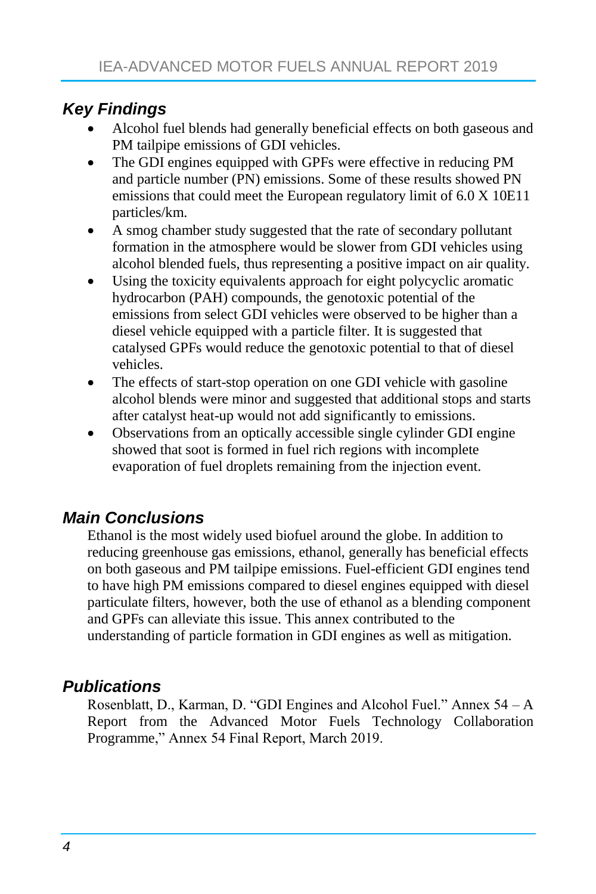## Key Findings

- Alcohol fuel blends had generally beneficial effects on both gaseous and PM tailpipe emissions of GDI vehicles.
- The GDI engines equipped with GPFs were effective in reducing PM and particle number (PN) emissions. Some of these results showed PN emissions that could meet the European regulatory limit of 6.0 X 10E11 particles/km.
- A smog chamber study suggested that the rate of secondary pollutant formation in the atmosphere would be slower from GDI vehicles using alcohol blended fuels, thus representing a positive impact on air quality.
- Using the toxicity equivalents approach for eight polycyclic aromatic hydrocarbon (PAH) compounds, the genotoxic potential of the emissions from select GDI vehicles were observed to be higher than a diesel vehicle equipped with a particle filter. It is suggested that catalysed GPFs would reduce the genotoxic potential to that of diesel vehicles.
- The effects of start-stop operation on one GDI vehicle with gasoline alcohol blends were minor and suggested that additional stops and starts after catalyst heat-up would not add significantly to emissions.
- Observations from an optically accessible single cylinder GDI engine showed that soot is formed in fuel rich regions with incomplete evaporation of fuel droplets remaining from the injection event.

## Main Conclusions

Ethanol is the most widely used biofuel around the globe. In addition to reducing greenhouse gas emissions, ethanol, generally has beneficial effects on both gaseous and PM tailpipe emissions. Fuel-efficient GDI engines tend to have high PM emissions compared to diesel engines equipped with diesel particulate filters, however, both the use of ethanol as a blending component and GPFs can alleviate this issue. This annex contributed to the understanding of particle formation in GDI engines as well as mitigation.

## Publications

Rosenblatt, D., Karman, D. "GDI Engines and Alcohol Fuel." Annex 54 – A Report from the Advanced Motor Fuels Technology Collaboration Programme," Annex 54 Final Report, March 2019.